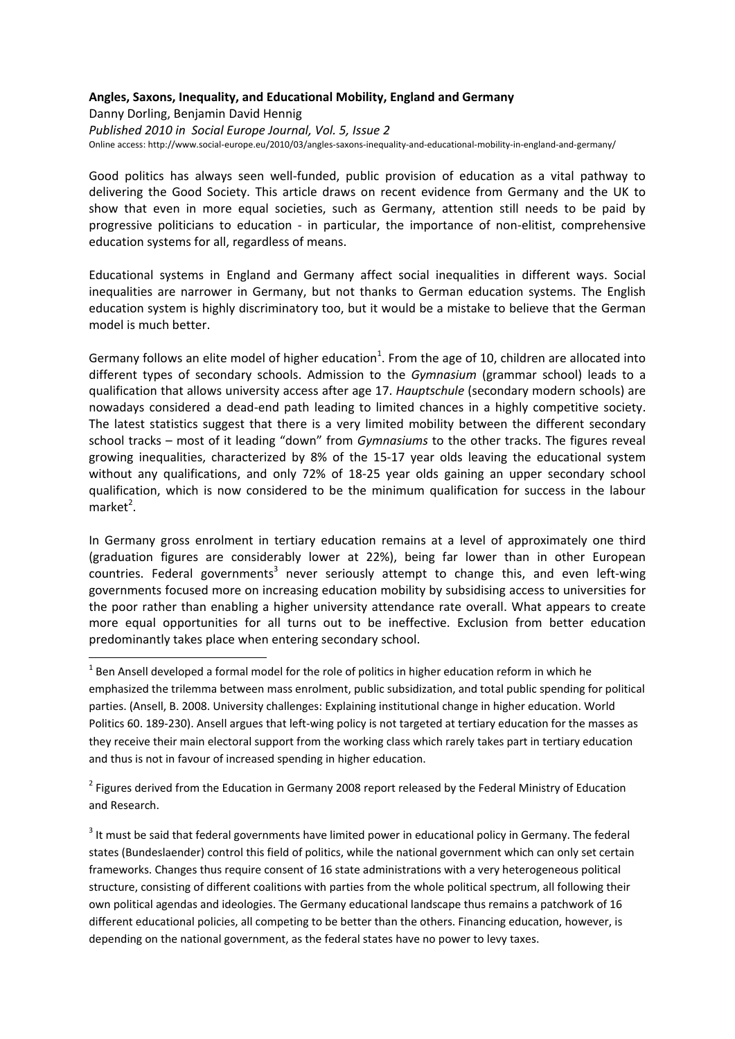**Angles, Saxons, Inequality, and Educational Mobility, England and Germany**

Danny Dorling, Benjamin David Hennig

*Published 2010 in Social Europe Journal, Vol. 5, Issue 2*

Online access: http://www.social-europe.eu/2010/03/angles-saxons-inequality-and-educational-mobility-in-england-and-germany/

Good politics has always seen well-funded, public provision of education as a vital pathway to delivering the Good Society. This article draws on recent evidence from Germany and the UK to show that even in more equal societies, such as Germany, attention still needs to be paid by progressive politicians to education - in particular, the importance of non-elitist, comprehensive education systems for all, regardless of means.

Educational systems in England and Germany affect social inequalities in different ways. Social inequalities are narrower in Germany, but not thanks to German education systems. The English education system is highly discriminatory too, but it would be a mistake to believe that the German model is much better.

Germany follows an elite model of higher education[1]. From the age of 10, children are allocated into different types of secondary schools. Admission to the *Gymnasium* (grammar school) leads to a qualification that allows university access after age 17. *Hauptschule* (secondary modern schools) are nowadays considered a dead-end path leading to limited chances in a highly competitive society. The latest statistics suggest that there is a very limited mobility between the different secondary school tracks – most of it leading "down" from *Gymnasiums* to the other tracks. The figures reveal growing inequalities, characterized by 8% of the 15-17 year olds leaving the educational system without any qualifications, and only 72% of 18-25 year olds gaining an upper secondary school qualification, which is now considered to be the minimum qualification for success in the labour market[2].

In Germany gross enrolment in tertiary education remains at a level of approximately one third (graduation figures are considerably lower at 22%), being far lower than in other European countries. Federal governments[3] never seriously attempt to change this, and even left-wing governments focused more on increasing education mobility by subsidising access to universities for the poor rather than enabling a higher university attendance rate overall. What appears to create more equal opportunities for all turns out to be ineffective. Exclusion from better education predominantly takes place when entering secondary school.

---

[1] Ben Ansell developed a formal model for the role of politics in higher education reform in which he emphasized the trilemma between mass enrolment, public subsidization, and total public spending for political parties. (Ansell, B. 2008. University challenges: Explaining institutional change in higher education. World Politics 60. 189-230). Ansell argues that left-wing policy is not targeted at tertiary education for the masses as they receive their main electoral support from the working class which rarely takes part in tertiary education and thus is not in favour of increased spending in higher education.

[2] Figures derived from the Education in Germany 2008 report released by the Federal Ministry of Education and Research.

[3] It must be said that federal governments have limited power in educational policy in Germany. The federal states (Bundeslaender) control this field of politics, while the national government which can only set certain frameworks. Changes thus require consent of 16 state administrations with a very heterogeneous political structure, consisting of different coalitions with parties from the whole political spectrum, all following their own political agendas and ideologies. The Germany educational landscape thus remains a patchwork of 16 different educational policies, all competing to be better than the others. Financing education, however, is depending on the national government, as the federal states have no power to levy taxes.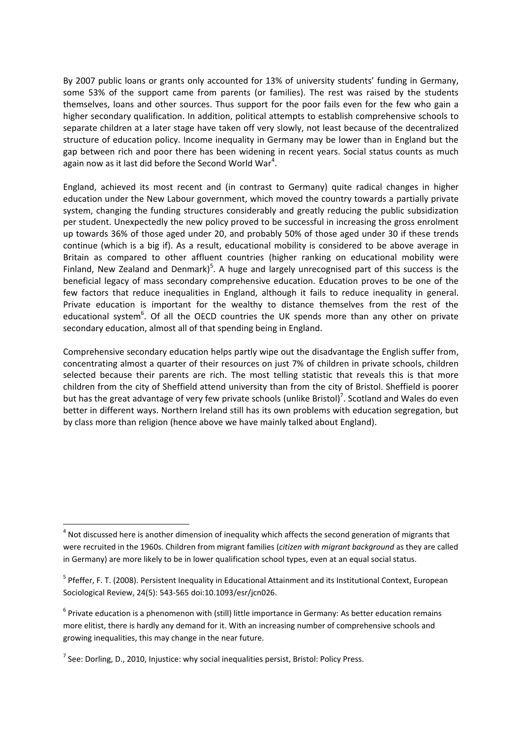By 2007 public loans or grants only accounted for 13% of university students' funding in Germany, some 53% of the support came from parents (or families). The rest was raised by the students themselves, loans and other sources. Thus support for the poor fails even for the few who gain a higher secondary qualification. In addition, political attempts to establish comprehensive schools to separate children at a later stage have taken off very slowly, not least because of the decentralized structure of education policy. Income inequality in Germany may be lower than in England but the gap between rich and poor there has been widening in recent years. Social status counts as much again now as it last did before the Second World War[4].

England, achieved its most recent and (in contrast to Germany) quite radical changes in higher education under the New Labour government, which moved the country towards a partially private system, changing the funding structures considerably and greatly reducing the public subsidization per student. Unexpectedly the new policy proved to be successful in increasing the gross enrolment up towards 36% of those aged under 20, and probably 50% of those aged under 30 if these trends continue (which is a big if). As a result, educational mobility is considered to be above average in Britain as compared to other affluent countries (higher ranking on educational mobility were Finland, New Zealand and Denmark)[5]. A huge and largely unrecognised part of this success is the beneficial legacy of mass secondary comprehensive education. Education proves to be one of the few factors that reduce inequalities in England, although it fails to reduce inequality in general. Private education is important for the wealthy to distance themselves from the rest of the educational system[6]. Of all the OECD countries the UK spends more than any other on private secondary education, almost all of that spending being in England.

Comprehensive secondary education helps partly wipe out the disadvantage the English suffer from, concentrating almost a quarter of their resources on just 7% of children in private schools, children selected because their parents are rich. The most telling statistic that reveals this is that more children from the city of Sheffield attend university than from the city of Bristol. Sheffield is poorer but has the great advantage of very few private schools (unlike Bristol)[7]. Scotland and Wales do even better in different ways. Northern Ireland still has its own problems with education segregation, but by class more than religion (hence above we have mainly talked about England).

---

[4] Not discussed here is another dimension of inequality which affects the second generation of migrants that were recruited in the 1960s. Children from migrant families (*citizen with migrant background* as they are called in Germany) are more likely to be in lower qualification school types, even at an equal social status.

[5] Pfeffer, F. T. (2008). Persistent Inequality in Educational Attainment and its Institutional Context, European Sociological Review, 24(5): 543-565 doi:10.1093/esr/jcn026.

[6] Private education is a phenomenon with (still) little importance in Germany: As better education remains more elitist, there is hardly any demand for it. With an increasing number of comprehensive schools and growing inequalities, this may change in the near future.

[7] See: Dorling, D., 2010, Injustice: why social inequalities persist, Bristol: Policy Press.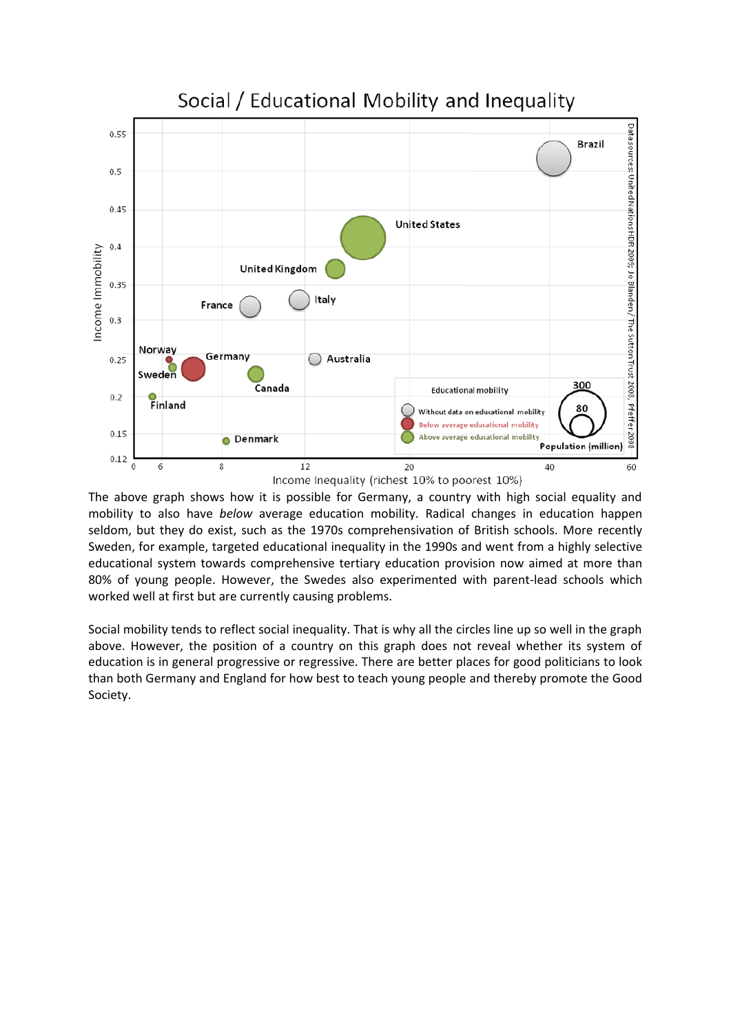Social / Educational Mobility and Inequality

Income Immobility

0.55
0.5
0.45
0.4
0.35
0.3
0.25
0.2
0.15
0.12

0
6
8
12
20
40
60

Income Inequality (richest 10% to poorest 10%)

Brazil
United States
United Kingdom
France
Italy
Norway
Germany
Australia
Sweden
Canada
Finland
Denmark

Educational mobility
Without data on educational mobility
Below average educational mobility
Above average educational mobility
300
80
Population (million)

Data sources: United Nations HDR 2005; Jo Blanden / The Sutton Trust 2008, Pfeffer 2008

The above graph shows how it is possible for Germany, a country with high social equality and mobility to also have *below* average education mobility. Radical changes in education happen seldom, but they do exist, such as the 1970s comprehensivation of British schools. More recently Sweden, for example, targeted educational inequality in the 1990s and went from a highly selective educational system towards comprehensive tertiary education provision now aimed at more than 80% of young people. However, the Swedes also experimented with parent-lead schools which worked well at first but are currently causing problems.

Social mobility tends to reflect social inequality. That is why all the circles line up so well in the graph above. However, the position of a country on this graph does not reveal whether its system of education is in general progressive or regressive. There are better places for good politicians to look than both Germany and England for how best to teach young people and thereby promote the Good Society.